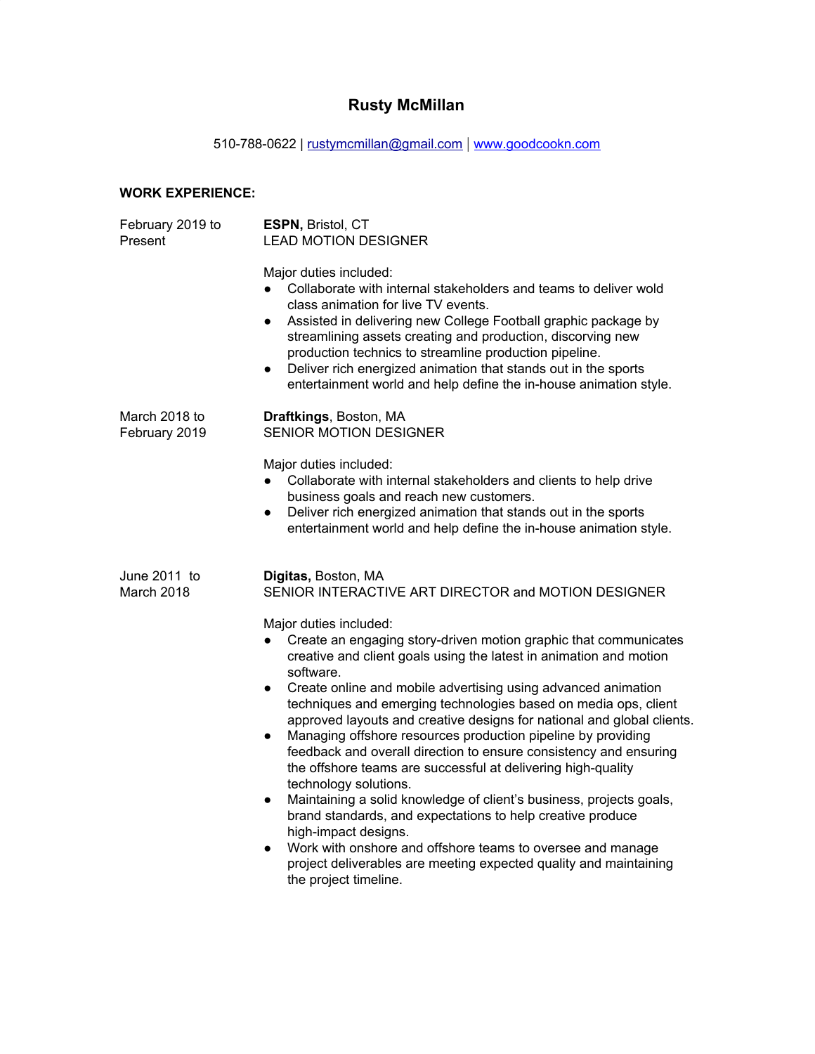# Rusty McMillan

510-788-0622 | rustymcmillan@gmail.com | www.goodcookn.com

## WORK EXPERIENCE:

**February 2019 to Present**

**ESPN,** Bristol, CT
LEAD MOTION DESIGNER

Major duties included:

- Collaborate with internal stakeholders and teams to deliver wold class animation for live TV events.
- Assisted in delivering new College Football graphic package by streamlining assets creating and production, discoring new production technics to streamline production pipeline.
- Deliver rich energized animation that stands out in the sports entertainment world and help define the in-house animation style.

**March 2018 to February 2019**

**Draftkings**, Boston, MA
SENIOR MOTION DESIGNER

Major duties included:

- Collaborate with internal stakeholders and clients to help drive business goals and reach new customers.
- Deliver rich energized animation that stands out in the sports entertainment world and help define the in-house animation style.

**June 2011 to March 2018**

**Digitas,** Boston, MA
SENIOR INTERACTIVE ART DIRECTOR and MOTION DESIGNER

Major duties included:

- Create an engaging story-driven motion graphic that communicates creative and client goals using the latest in animation and motion software.
- Create online and mobile advertising using advanced animation techniques and emerging technologies based on media ops, client approved layouts and creative designs for national and global clients.
- Managing offshore resources production pipeline by providing feedback and overall direction to ensure consistency and ensuring the offshore teams are successful at delivering high-quality technology solutions.
- Maintaining a solid knowledge of client's business, projects goals, brand standards, and expectations to help creative produce high-impact designs.
- Work with onshore and offshore teams to oversee and manage project deliverables are meeting expected quality and maintaining the project timeline.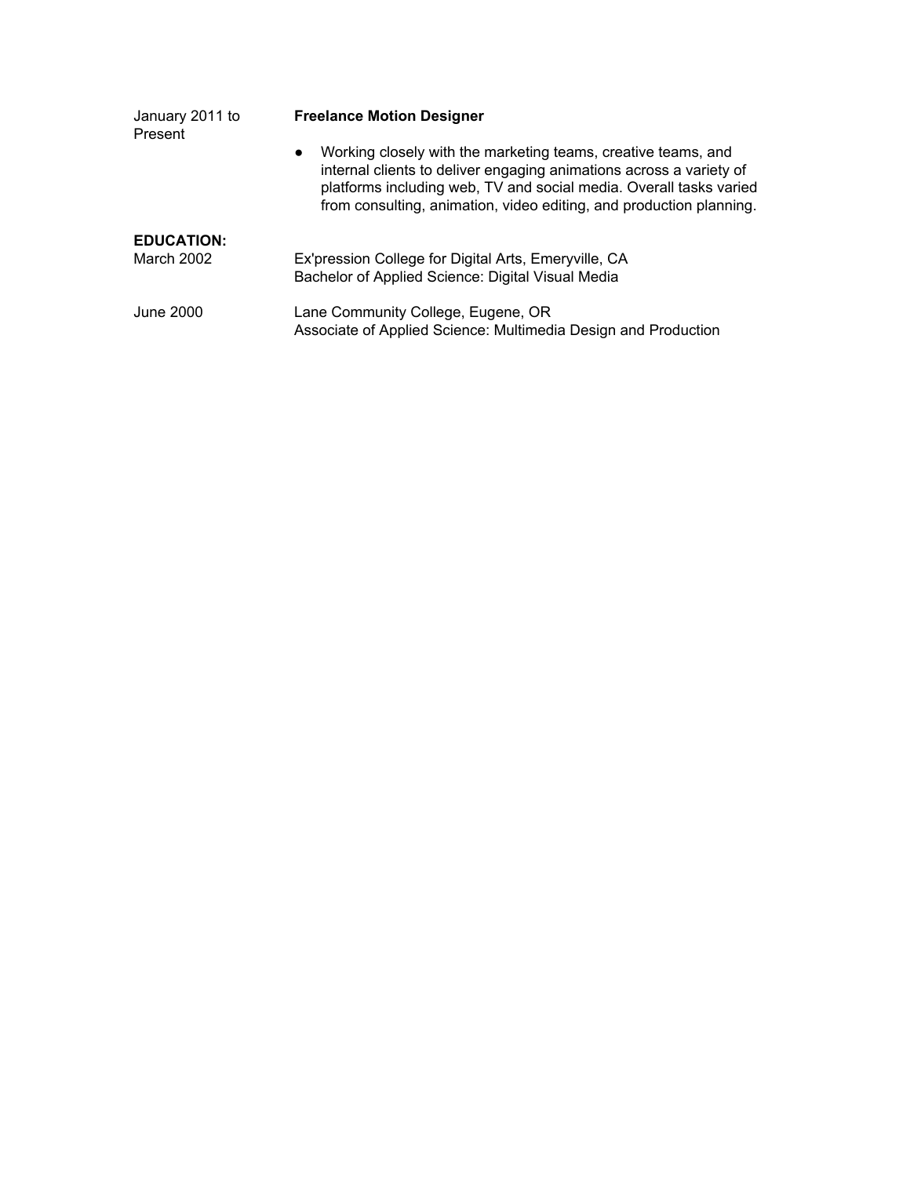January 2011 to Present — **Freelance Motion Designer**

- Working closely with the marketing teams, creative teams, and internal clients to deliver engaging animations across a variety of platforms including web, TV and social media. Overall tasks varied from consulting, animation, video editing, and production planning.

**EDUCATION:**

March 2002 — Ex'pression College for Digital Arts, Emeryville, CA
Bachelor of Applied Science: Digital Visual Media

June 2000 — Lane Community College, Eugene, OR
Associate of Applied Science: Multimedia Design and Production